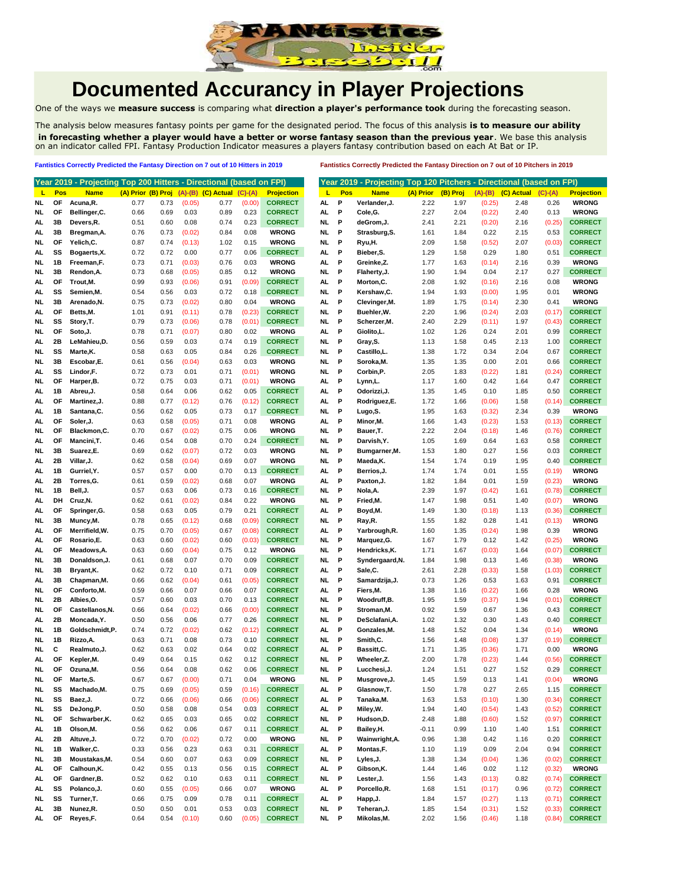# Documented Accuracy in Player Projections

One of the ways we **measure success** is comparing what **direction a player's performance took** during the forecasting season.

The analysis below measures fantasy points per game for the designated period. The focus of this analysis **is to measure our ability in forecasting whether a player would have a better or worse fantasy season than the previous year**. We base this analysis on an indicator called FPI. Fantasy Production Indicator measures a players fantasy contribution based on each At Bat or IP.

**Fantistics Correctly Predicted the Fantasy Direction on 7 out of 10 Hitters in 2019**

**Fantistics Correctly Predicted the Fantasy Direction on 7 out of 10 Pitchers in 2019**

## Year 2019 - Projecting Top 200 Hitters - Directional (based on FPI)

| L | Pos | Name | (A) Prior | (B) Proj | (A)-(B) | (C) Actual | (C)-(A) | Projection |
|---|---|---|---|---|---|---|---|---|
| NL | OF | Acuna,R. | 0.77 | 0.73 | (0.05) | 0.77 | (0.00) | CORRECT |
| NL | OF | Bellinger,C. | 0.66 | 0.69 | 0.03 | 0.89 | 0.23 | CORRECT |
| AL | 3B | Devers,R. | 0.51 | 0.60 | 0.08 | 0.74 | 0.23 | CORRECT |
| AL | 3B | Bregman,A. | 0.76 | 0.73 | (0.02) | 0.84 | 0.08 | WRONG |
| NL | OF | Yelich,C. | 0.87 | 0.74 | (0.13) | 1.02 | 0.15 | WRONG |
| AL | SS | Bogaerts,X. | 0.72 | 0.72 | 0.00 | 0.77 | 0.06 | CORRECT |
| NL | 1B | Freeman,F. | 0.73 | 0.71 | (0.03) | 0.76 | 0.03 | WRONG |
| NL | 3B | Rendon,A. | 0.73 | 0.68 | (0.05) | 0.85 | 0.12 | WRONG |
| AL | OF | Trout,M. | 0.99 | 0.93 | (0.06) | 0.91 | (0.09) | CORRECT |
| AL | SS | Semien,M. | 0.54 | 0.56 | 0.03 | 0.72 | 0.18 | CORRECT |
| NL | 3B | Arenado,N. | 0.75 | 0.73 | (0.02) | 0.80 | 0.04 | WRONG |
| AL | OF | Betts,M. | 1.01 | 0.91 | (0.11) | 0.78 | (0.23) | CORRECT |
| NL | SS | Story,T. | 0.79 | 0.73 | (0.06) | 0.78 | (0.01) | CORRECT |
| NL | OF | Soto,J. | 0.78 | 0.71 | (0.07) | 0.80 | 0.02 | WRONG |
| AL | 2B | LeMahieu,D. | 0.56 | 0.59 | 0.03 | 0.74 | 0.19 | CORRECT |
| NL | SS | Marte,K. | 0.58 | 0.63 | 0.05 | 0.84 | 0.26 | CORRECT |
| NL | 3B | Escobar,E. | 0.61 | 0.56 | (0.04) | 0.63 | 0.03 | WRONG |
| AL | SS | Lindor,F. | 0.72 | 0.73 | 0.01 | 0.71 | (0.01) | WRONG |
| NL | OF | Harper,B. | 0.72 | 0.75 | 0.03 | 0.71 | (0.01) | WRONG |
| AL | 1B | Abreu,J. | 0.58 | 0.64 | 0.06 | 0.62 | 0.05 | CORRECT |
| AL | OF | Martinez,J. | 0.88 | 0.77 | (0.12) | 0.76 | (0.12) | CORRECT |
| AL | 1B | Santana,C. | 0.56 | 0.62 | 0.05 | 0.73 | 0.17 | CORRECT |
| AL | OF | Soler,J. | 0.63 | 0.58 | (0.05) | 0.71 | 0.08 | WRONG |
| NL | OF | Blackmon,C. | 0.70 | 0.67 | (0.02) | 0.75 | 0.06 | WRONG |
| AL | OF | Mancini,T. | 0.46 | 0.54 | 0.08 | 0.70 | 0.24 | CORRECT |
| NL | 3B | Suarez,E. | 0.69 | 0.62 | (0.07) | 0.72 | 0.03 | WRONG |
| AL | 2B | Villar,J. | 0.62 | 0.58 | (0.04) | 0.69 | 0.07 | WRONG |
| AL | 1B | Gurriel,Y. | 0.57 | 0.57 | 0.00 | 0.70 | 0.13 | CORRECT |
| AL | 2B | Torres,G. | 0.61 | 0.59 | (0.02) | 0.68 | 0.07 | WRONG |
| NL | 1B | Bell,J. | 0.57 | 0.63 | 0.06 | 0.73 | 0.16 | CORRECT |
| AL | DH | Cruz,N. | 0.62 | 0.61 | (0.02) | 0.84 | 0.22 | WRONG |
| AL | OF | Springer,G. | 0.58 | 0.63 | 0.05 | 0.79 | 0.21 | CORRECT |
| NL | 3B | Muncy,M. | 0.78 | 0.65 | (0.12) | 0.68 | (0.09) | CORRECT |
| AL | OF | Merrifield,W. | 0.75 | 0.70 | (0.05) | 0.67 | (0.08) | CORRECT |
| AL | OF | Rosario,E. | 0.63 | 0.60 | (0.02) | 0.60 | (0.03) | CORRECT |
| AL | OF | Meadows,A. | 0.63 | 0.60 | (0.04) | 0.75 | 0.12 | WRONG |
| NL | 3B | Donaldson,J. | 0.61 | 0.68 | 0.07 | 0.70 | 0.09 | CORRECT |
| NL | 3B | Bryant,K. | 0.62 | 0.72 | 0.10 | 0.71 | 0.09 | CORRECT |
| AL | 3B | Chapman,M. | 0.66 | 0.62 | (0.04) | 0.61 | (0.05) | CORRECT |
| NL | OF | Conforto,M. | 0.59 | 0.66 | 0.07 | 0.66 | 0.07 | CORRECT |
| NL | 2B | Albies,O. | 0.57 | 0.60 | 0.03 | 0.70 | 0.13 | CORRECT |
| NL | OF | Castellanos,N. | 0.66 | 0.64 | (0.02) | 0.66 | (0.00) | CORRECT |
| AL | 2B | Moncada,Y. | 0.50 | 0.56 | 0.06 | 0.77 | 0.26 | CORRECT |
| NL | 1B | Goldschmidt,P. | 0.74 | 0.72 | (0.02) | 0.62 | (0.12) | CORRECT |
| NL | 1B | Rizzo,A. | 0.63 | 0.71 | 0.08 | 0.73 | 0.10 | CORRECT |
| NL | C | Realmuto,J. | 0.62 | 0.63 | 0.02 | 0.64 | 0.02 | CORRECT |
| AL | OF | Kepler,M. | 0.49 | 0.64 | 0.15 | 0.62 | 0.12 | CORRECT |
| NL | OF | Ozuna,M. | 0.56 | 0.64 | 0.08 | 0.62 | 0.06 | CORRECT |
| NL | OF | Marte,S. | 0.67 | 0.67 | (0.00) | 0.71 | 0.04 | WRONG |
| NL | SS | Machado,M. | 0.75 | 0.69 | (0.05) | 0.59 | (0.16) | CORRECT |
| NL | SS | Baez,J. | 0.72 | 0.66 | (0.06) | 0.66 | (0.06) | CORRECT |
| NL | SS | DeJong,P. | 0.50 | 0.58 | 0.08 | 0.54 | 0.03 | CORRECT |
| NL | OF | Schwarber,K. | 0.62 | 0.65 | 0.03 | 0.65 | 0.02 | CORRECT |
| AL | 1B | Olson,M. | 0.56 | 0.62 | 0.06 | 0.67 | 0.11 | CORRECT |
| AL | 2B | Altuve,J. | 0.72 | 0.70 | (0.02) | 0.72 | 0.00 | WRONG |
| NL | 1B | Walker,C. | 0.33 | 0.56 | 0.23 | 0.63 | 0.31 | CORRECT |
| NL | 3B | Moustakas,M. | 0.54 | 0.60 | 0.07 | 0.63 | 0.09 | CORRECT |
| AL | OF | Calhoun,K. | 0.42 | 0.55 | 0.13 | 0.56 | 0.15 | CORRECT |
| AL | OF | Gardner,B. | 0.52 | 0.62 | 0.10 | 0.63 | 0.11 | CORRECT |
| AL | SS | Polanco,J. | 0.60 | 0.55 | (0.05) | 0.66 | 0.07 | WRONG |
| NL | SS | Turner,T. | 0.66 | 0.75 | 0.09 | 0.78 | 0.11 | CORRECT |
| AL | 3B | Nunez,R. | 0.50 | 0.50 | 0.01 | 0.53 | 0.03 | CORRECT |
| AL | OF | Reyes,F. | 0.64 | 0.54 | (0.10) | 0.60 | (0.05) | CORRECT |

## Year 2019 - Projecting Top 120 Pitchers - Directional (based on FPI)

| L | Pos | Name | (A) Prior | (B) Proj | (A)-(B) | (C) Actual | (C)-(A) | Projection |
|---|---|---|---|---|---|---|---|---|
| AL | P | Verlander,J. | 2.22 | 1.97 | (0.25) | 2.48 | 0.26 | WRONG |
| AL | P | Cole,G. | 2.27 | 2.04 | (0.22) | 2.40 | 0.13 | WRONG |
| NL | P | deGrom,J. | 2.41 | 2.21 | (0.20) | 2.16 | (0.25) | CORRECT |
| NL | P | Strasburg,S. | 1.61 | 1.84 | 0.22 | 2.15 | 0.53 | CORRECT |
| NL | P | Ryu,H. | 2.09 | 1.58 | (0.52) | 2.07 | (0.03) | CORRECT |
| AL | P | Bieber,S. | 1.29 | 1.58 | 0.29 | 1.80 | 0.51 | CORRECT |
| AL | P | Greinke,Z. | 1.77 | 1.63 | (0.14) | 2.16 | 0.39 | WRONG |
| NL | P | Flaherty,J. | 1.90 | 1.94 | 0.04 | 2.17 | 0.27 | CORRECT |
| AL | P | Morton,C. | 2.08 | 1.92 | (0.16) | 2.16 | 0.08 | WRONG |
| NL | P | Kershaw,C. | 1.94 | 1.93 | (0.00) | 1.95 | 0.01 | WRONG |
| AL | P | Clevinger,M. | 1.89 | 1.75 | (0.14) | 2.30 | 0.41 | WRONG |
| NL | P | Buehler,W. | 2.20 | 1.96 | (0.24) | 2.03 | (0.17) | CORRECT |
| NL | P | Scherzer,M. | 2.40 | 2.29 | (0.11) | 1.97 | (0.43) | CORRECT |
| AL | P | Giolito,L. | 1.02 | 1.26 | 0.24 | 2.01 | 0.99 | CORRECT |
| NL | P | Gray,S. | 1.13 | 1.58 | 0.45 | 2.13 | 1.00 | CORRECT |
| NL | P | Castillo,L. | 1.38 | 1.72 | 0.34 | 2.04 | 0.67 | CORRECT |
| NL | P | Soroka,M. | 1.35 | 1.35 | 0.00 | 2.01 | 0.66 | CORRECT |
| NL | P | Corbin,P. | 2.05 | 1.83 | (0.22) | 1.81 | (0.24) | CORRECT |
| AL | P | Lynn,L. | 1.17 | 1.60 | 0.42 | 1.64 | 0.47 | CORRECT |
| AL | P | Odorizzi,J. | 1.35 | 1.45 | 0.10 | 1.85 | 0.50 | CORRECT |
| AL | P | Rodriguez,E. | 1.72 | 1.66 | (0.06) | 1.58 | (0.14) | CORRECT |
| NL | P | Lugo,S. | 1.95 | 1.63 | (0.32) | 2.34 | 0.39 | WRONG |
| AL | P | Minor,M. | 1.66 | 1.43 | (0.23) | 1.53 | (0.13) | CORRECT |
| NL | P | Bauer,T. | 2.22 | 2.04 | (0.18) | 1.46 | (0.76) | CORRECT |
| NL | P | Darvish,Y. | 1.05 | 1.69 | 0.64 | 1.63 | 0.58 | CORRECT |
| NL | P | Bumgarner,M. | 1.53 | 1.80 | 0.27 | 1.56 | 0.03 | CORRECT |
| NL | P | Maeda,K. | 1.54 | 1.74 | 0.19 | 1.95 | 0.40 | CORRECT |
| AL | P | Berrios,J. | 1.74 | 1.74 | 0.01 | 1.55 | (0.19) | WRONG |
| AL | P | Paxton,J. | 1.82 | 1.84 | 0.01 | 1.59 | (0.23) | WRONG |
| NL | P | Nola,A. | 2.39 | 1.97 | (0.42) | 1.61 | (0.78) | CORRECT |
| NL | P | Fried,M. | 1.47 | 1.98 | 0.51 | 1.40 | (0.07) | WRONG |
| AL | P | Boyd,M. | 1.49 | 1.30 | (0.18) | 1.13 | (0.36) | CORRECT |
| NL | P | Ray,R. | 1.55 | 1.82 | 0.28 | 1.41 | (0.13) | WRONG |
| AL | P | Yarbrough,R. | 1.60 | 1.35 | (0.24) | 1.98 | 0.39 | WRONG |
| NL | P | Marquez,G. | 1.67 | 1.79 | 0.12 | 1.42 | (0.25) | WRONG |
| NL | P | Hendricks,K. | 1.71 | 1.67 | (0.03) | 1.64 | (0.07) | CORRECT |
| NL | P | Syndergaard,N. | 1.84 | 1.98 | 0.13 | 1.46 | (0.38) | WRONG |
| AL | P | Sale,C. | 2.61 | 2.28 | (0.33) | 1.58 | (1.03) | CORRECT |
| NL | P | Samardzija,J. | 0.73 | 1.26 | 0.53 | 1.63 | 0.91 | CORRECT |
| AL | P | Fiers,M. | 1.38 | 1.16 | (0.22) | 1.66 | 0.28 | WRONG |
| NL | P | Woodruff,B. | 1.95 | 1.59 | (0.37) | 1.94 | (0.01) | CORRECT |
| NL | P | Stroman,M. | 0.92 | 1.59 | 0.67 | 1.36 | 0.43 | CORRECT |
| NL | P | DeSclafani,A. | 1.02 | 1.32 | 0.30 | 1.43 | 0.40 | CORRECT |
| AL | P | Gonzales,M. | 1.48 | 1.52 | 0.04 | 1.34 | (0.14) | WRONG |
| NL | P | Smith,C. | 1.56 | 1.48 | (0.08) | 1.37 | (0.19) | CORRECT |
| AL | P | Bassitt,C. | 1.71 | 1.35 | (0.36) | 1.71 | 0.00 | WRONG |
| NL | P | Wheeler,Z. | 2.00 | 1.78 | (0.23) | 1.44 | (0.56) | CORRECT |
| NL | P | Lucchesi,J. | 1.24 | 1.51 | 0.27 | 1.52 | 0.29 | CORRECT |
| NL | P | Musgrove,J. | 1.45 | 1.59 | 0.13 | 1.41 | (0.04) | WRONG |
| AL | P | Glasnow,T. | 1.50 | 1.78 | 0.27 | 2.65 | 1.15 | CORRECT |
| AL | P | Tanaka,M. | 1.63 | 1.53 | (0.10) | 1.30 | (0.34) | CORRECT |
| AL | P | Miley,W. | 1.94 | 1.40 | (0.54) | 1.43 | (0.52) | CORRECT |
| NL | P | Hudson,D. | 2.48 | 1.88 | (0.60) | 1.52 | (0.97) | CORRECT |
| AL | P | Bailey,H. | -0.11 | 0.99 | 1.10 | 1.40 | 1.51 | CORRECT |
| NL | P | Wainwright,A. | 0.96 | 1.38 | 0.42 | 1.16 | 0.20 | CORRECT |
| AL | P | Montas,F. | 1.10 | 1.19 | 0.09 | 2.04 | 0.94 | CORRECT |
| NL | P | Lyles,J. | 1.38 | 1.34 | (0.04) | 1.36 | (0.02) | CORRECT |
| AL | P | Gibson,K. | 1.44 | 1.46 | 0.02 | 1.12 | (0.32) | WRONG |
| NL | P | Lester,J. | 1.56 | 1.43 | (0.13) | 0.82 | (0.74) | CORRECT |
| AL | P | Porcello,R. | 1.68 | 1.51 | (0.17) | 0.96 | (0.72) | CORRECT |
| AL | P | Happ,J. | 1.84 | 1.57 | (0.27) | 1.13 | (0.71) | CORRECT |
| NL | P | Teheran,J. | 1.85 | 1.54 | (0.31) | 1.52 | (0.33) | CORRECT |
| NL | P | Mikolas,M. | 2.02 | 1.56 | (0.46) | 1.18 | (0.84) | CORRECT |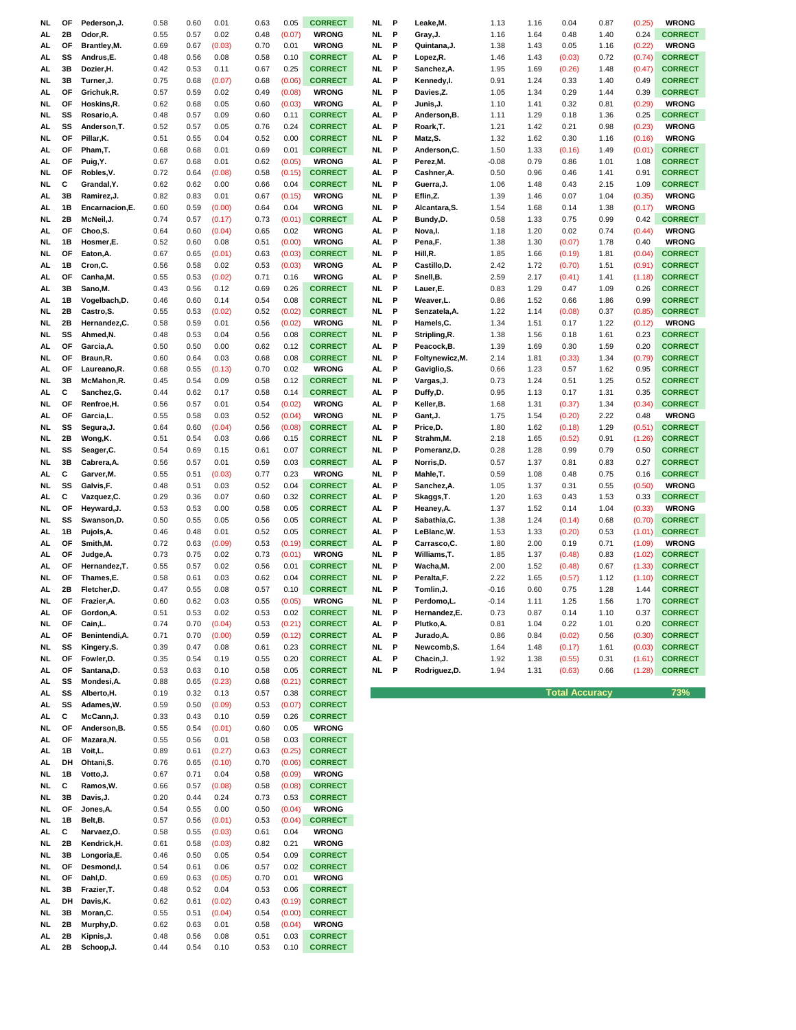| League | Pos | Player | | | | | | Result |
|---|---|---|---|---|---|---|---|---|
| NL | OF | Pederson,J. | 0.58 | 0.60 | 0.01 | 0.63 | 0.05 | CORRECT |
| AL | 2B | Odor,R. | 0.55 | 0.57 | 0.02 | 0.48 | (0.07) | WRONG |
| AL | OF | Brantley,M. | 0.69 | 0.67 | (0.03) | 0.70 | 0.01 | WRONG |
| AL | SS | Andrus,E. | 0.48 | 0.56 | 0.08 | 0.58 | 0.10 | CORRECT |
| AL | 3B | Dozier,H. | 0.42 | 0.53 | 0.11 | 0.67 | 0.25 | CORRECT |
| NL | 3B | Turner,J. | 0.75 | 0.68 | (0.07) | 0.68 | (0.06) | CORRECT |
| AL | OF | Grichuk,R. | 0.57 | 0.59 | 0.02 | 0.49 | (0.08) | WRONG |
| NL | OF | Hoskins,R. | 0.62 | 0.68 | 0.05 | 0.60 | (0.03) | WRONG |
| NL | SS | Rosario,A. | 0.48 | 0.57 | 0.09 | 0.60 | 0.11 | CORRECT |
| AL | SS | Anderson,T. | 0.52 | 0.57 | 0.05 | 0.76 | 0.24 | CORRECT |
| NL | OF | Pillar,K. | 0.51 | 0.55 | 0.04 | 0.52 | 0.00 | CORRECT |
| AL | OF | Pham,T. | 0.68 | 0.68 | 0.01 | 0.69 | 0.01 | CORRECT |
| AL | OF | Puig,Y. | 0.67 | 0.68 | 0.01 | 0.62 | (0.05) | WRONG |
| NL | OF | Robles,V. | 0.72 | 0.64 | (0.08) | 0.58 | (0.15) | CORRECT |
| NL | C | Grandal,Y. | 0.62 | 0.62 | 0.00 | 0.66 | 0.04 | CORRECT |
| AL | 3B | Ramirez,J. | 0.82 | 0.83 | 0.01 | 0.67 | (0.15) | WRONG |
| AL | 1B | Encarnacion,E. | 0.60 | 0.59 | (0.00) | 0.64 | 0.04 | WRONG |
| NL | 2B | McNeil,J. | 0.74 | 0.57 | (0.17) | 0.73 | (0.01) | CORRECT |
| AL | OF | Choo,S. | 0.64 | 0.60 | (0.04) | 0.65 | 0.02 | WRONG |
| NL | 1B | Hosmer,E. | 0.52 | 0.60 | 0.08 | 0.51 | (0.00) | WRONG |
| NL | OF | Eaton,A. | 0.67 | 0.65 | (0.01) | 0.63 | (0.03) | CORRECT |
| AL | 1B | Cron,C. | 0.56 | 0.58 | 0.02 | 0.53 | (0.03) | WRONG |
| AL | OF | Canha,M. | 0.55 | 0.53 | (0.02) | 0.71 | 0.16 | WRONG |
| AL | 3B | Sano,M. | 0.43 | 0.56 | 0.12 | 0.69 | 0.26 | CORRECT |
| AL | 1B | Vogelbach,D. | 0.46 | 0.60 | 0.14 | 0.54 | 0.08 | CORRECT |
| NL | 2B | Castro,S. | 0.55 | 0.53 | (0.02) | 0.52 | (0.02) | CORRECT |
| NL | 2B | Hernandez,C. | 0.58 | 0.59 | 0.01 | 0.56 | (0.02) | WRONG |
| NL | SS | Ahmed,N. | 0.48 | 0.53 | 0.04 | 0.56 | 0.08 | CORRECT |
| AL | OF | Garcia,A. | 0.50 | 0.50 | 0.00 | 0.62 | 0.12 | CORRECT |
| NL | OF | Braun,R. | 0.60 | 0.64 | 0.03 | 0.68 | 0.08 | CORRECT |
| AL | OF | Laureano,R. | 0.68 | 0.55 | (0.13) | 0.70 | 0.02 | WRONG |
| NL | 3B | McMahon,R. | 0.45 | 0.54 | 0.09 | 0.58 | 0.12 | CORRECT |
| AL | C | Sanchez,G. | 0.44 | 0.62 | 0.17 | 0.58 | 0.14 | CORRECT |
| NL | OF | Renfroe,H. | 0.56 | 0.57 | 0.01 | 0.54 | (0.02) | WRONG |
| AL | OF | Garcia,L. | 0.55 | 0.58 | 0.03 | 0.52 | (0.04) | WRONG |
| NL | SS | Segura,J. | 0.64 | 0.60 | (0.04) | 0.56 | (0.08) | CORRECT |
| NL | 2B | Wong,K. | 0.51 | 0.54 | 0.03 | 0.66 | 0.15 | CORRECT |
| NL | SS | Seager,C. | 0.54 | 0.69 | 0.15 | 0.61 | 0.07 | CORRECT |
| NL | 3B | Cabrera,A. | 0.56 | 0.57 | 0.01 | 0.59 | 0.03 | CORRECT |
| AL | C | Garver,M. | 0.55 | 0.51 | (0.03) | 0.77 | 0.23 | WRONG |
| NL | SS | Galvis,F. | 0.48 | 0.51 | 0.03 | 0.52 | 0.04 | CORRECT |
| AL | C | Vazquez,C. | 0.29 | 0.36 | 0.07 | 0.60 | 0.32 | CORRECT |
| NL | OF | Heyward,J. | 0.53 | 0.53 | 0.00 | 0.58 | 0.05 | CORRECT |
| NL | SS | Swanson,D. | 0.50 | 0.55 | 0.05 | 0.56 | 0.05 | CORRECT |
| AL | 1B | Pujols,A. | 0.46 | 0.48 | 0.01 | 0.52 | 0.05 | CORRECT |
| AL | OF | Smith,M. | 0.72 | 0.63 | (0.09) | 0.53 | (0.19) | CORRECT |
| AL | OF | Judge,A. | 0.73 | 0.75 | 0.02 | 0.73 | (0.01) | WRONG |
| AL | OF | Hernandez,T. | 0.55 | 0.57 | 0.02 | 0.56 | 0.01 | CORRECT |
| NL | OF | Thames,E. | 0.58 | 0.61 | 0.03 | 0.62 | 0.04 | CORRECT |
| AL | 2B | Fletcher,D. | 0.47 | 0.55 | 0.08 | 0.57 | 0.10 | CORRECT |
| NL | OF | Frazier,A. | 0.60 | 0.62 | 0.03 | 0.55 | (0.05) | WRONG |
| AL | OF | Gordon,A. | 0.51 | 0.53 | 0.02 | 0.53 | 0.02 | CORRECT |
| NL | OF | Cain,L. | 0.74 | 0.70 | (0.04) | 0.53 | (0.21) | CORRECT |
| AL | OF | Benintendi,A. | 0.71 | 0.70 | (0.00) | 0.59 | (0.12) | CORRECT |
| NL | SS | Kingery,S. | 0.39 | 0.47 | 0.08 | 0.61 | 0.23 | CORRECT |
| NL | OF | Fowler,D. | 0.35 | 0.54 | 0.19 | 0.55 | 0.20 | CORRECT |
| AL | OF | Santana,D. | 0.53 | 0.63 | 0.10 | 0.58 | 0.05 | CORRECT |
| AL | SS | Mondesi,A. | 0.88 | 0.65 | (0.23) | 0.68 | (0.21) | CORRECT |
| AL | SS | Alberto,H. | 0.19 | 0.32 | 0.13 | 0.57 | 0.38 | CORRECT |
| AL | SS | Adames,W. | 0.59 | 0.50 | (0.09) | 0.53 | (0.07) | CORRECT |
| AL | C | McCann,J. | 0.33 | 0.43 | 0.10 | 0.59 | 0.26 | CORRECT |
| NL | OF | Anderson,B. | 0.55 | 0.54 | (0.01) | 0.60 | 0.05 | WRONG |
| AL | OF | Mazara,N. | 0.55 | 0.56 | 0.01 | 0.58 | 0.03 | CORRECT |
| AL | 1B | Voit,L. | 0.89 | 0.61 | (0.27) | 0.63 | (0.25) | CORRECT |
| AL | DH | Ohtani,S. | 0.76 | 0.65 | (0.10) | 0.70 | (0.06) | CORRECT |
| NL | 1B | Votto,J. | 0.67 | 0.71 | 0.04 | 0.58 | (0.09) | WRONG |
| NL | C | Ramos,W. | 0.66 | 0.57 | (0.08) | 0.58 | (0.08) | CORRECT |
| NL | 3B | Davis,J. | 0.20 | 0.44 | 0.24 | 0.73 | 0.53 | CORRECT |
| NL | OF | Jones,A. | 0.54 | 0.55 | 0.00 | 0.50 | (0.04) | WRONG |
| NL | 1B | Belt,B. | 0.57 | 0.56 | (0.01) | 0.53 | (0.04) | CORRECT |
| AL | C | Narvaez,O. | 0.58 | 0.55 | (0.03) | 0.61 | 0.04 | WRONG |
| NL | 2B | Kendrick,H. | 0.61 | 0.58 | (0.03) | 0.82 | 0.21 | WRONG |
| NL | 3B | Longoria,E. | 0.46 | 0.50 | 0.05 | 0.54 | 0.09 | CORRECT |
| NL | OF | Desmond,I. | 0.54 | 0.61 | 0.06 | 0.57 | 0.02 | CORRECT |
| NL | OF | Dahl,D. | 0.69 | 0.63 | (0.05) | 0.70 | 0.01 | WRONG |
| NL | 3B | Frazier,T. | 0.48 | 0.52 | 0.04 | 0.53 | 0.06 | CORRECT |
| AL | DH | Davis,K. | 0.62 | 0.61 | (0.02) | 0.43 | (0.19) | CORRECT |
| NL | 3B | Moran,C. | 0.55 | 0.51 | (0.04) | 0.54 | (0.00) | CORRECT |
| NL | 2B | Murphy,D. | 0.62 | 0.63 | 0.01 | 0.58 | (0.04) | WRONG |
| AL | 2B | Kipnis,J. | 0.48 | 0.56 | 0.08 | 0.51 | 0.03 | CORRECT |
| AL | 2B | Schoop,J. | 0.44 | 0.54 | 0.10 | 0.53 | 0.10 | CORRECT |

| League | Pos | Player | | | | | | Result |
|---|---|---|---|---|---|---|---|---|
| NL | P | Leake,M. | 1.13 | 1.16 | 0.04 | 0.87 | (0.25) | WRONG |
| NL | P | Gray,J. | 1.16 | 1.64 | 0.48 | 1.40 | 0.24 | CORRECT |
| NL | P | Quintana,J. | 1.38 | 1.43 | 0.05 | 1.16 | (0.22) | WRONG |
| AL | P | Lopez,R. | 1.46 | 1.43 | (0.03) | 0.72 | (0.74) | CORRECT |
| NL | P | Sanchez,A. | 1.95 | 1.69 | (0.26) | 1.48 | (0.47) | CORRECT |
| AL | P | Kennedy,I. | 0.91 | 1.24 | 0.33 | 1.40 | 0.49 | CORRECT |
| NL | P | Davies,Z. | 1.05 | 1.34 | 0.29 | 1.44 | 0.39 | CORRECT |
| AL | P | Junis,J. | 1.10 | 1.41 | 0.32 | 0.81 | (0.29) | WRONG |
| AL | P | Anderson,B. | 1.11 | 1.29 | 0.18 | 1.36 | 0.25 | CORRECT |
| AL | P | Roark,T. | 1.21 | 1.42 | 0.21 | 0.98 | (0.23) | WRONG |
| NL | P | Matz,S. | 1.32 | 1.62 | 0.30 | 1.16 | (0.16) | WRONG |
| NL | P | Anderson,C. | 1.50 | 1.33 | (0.16) | 1.49 | (0.01) | CORRECT |
| AL | P | Perez,M. | -0.08 | 0.79 | 0.86 | 1.01 | 1.08 | CORRECT |
| AL | P | Cashner,A. | 0.50 | 0.96 | 0.46 | 1.41 | 0.91 | CORRECT |
| NL | P | Guerra,J. | 1.06 | 1.48 | 0.43 | 2.15 | 1.09 | CORRECT |
| NL | P | Eflin,Z. | 1.39 | 1.46 | 0.07 | 1.04 | (0.35) | WRONG |
| NL | P | Alcantara,S. | 1.54 | 1.68 | 0.14 | 1.38 | (0.17) | WRONG |
| AL | P | Bundy,D. | 0.58 | 1.33 | 0.75 | 0.99 | 0.42 | CORRECT |
| AL | P | Nova,I. | 1.18 | 1.20 | 0.02 | 0.74 | (0.44) | WRONG |
| AL | P | Pena,F. | 1.38 | 1.30 | (0.07) | 1.78 | 0.40 | WRONG |
| NL | P | Hill,R. | 1.85 | 1.66 | (0.19) | 1.81 | (0.04) | CORRECT |
| AL | P | Castillo,D. | 2.42 | 1.72 | (0.70) | 1.51 | (0.91) | CORRECT |
| AL | P | Snell,B. | 2.59 | 2.17 | (0.41) | 1.41 | (1.18) | CORRECT |
| NL | P | Lauer,E. | 0.83 | 1.29 | 0.47 | 1.09 | 0.26 | CORRECT |
| NL | P | Weaver,L. | 0.86 | 1.52 | 0.66 | 1.86 | 0.99 | CORRECT |
| NL | P | Senzatela,A. | 1.22 | 1.14 | (0.08) | 0.37 | (0.85) | CORRECT |
| NL | P | Hamels,C. | 1.34 | 1.51 | 0.17 | 1.22 | (0.12) | WRONG |
| NL | P | Stripling,R. | 1.38 | 1.56 | 0.18 | 1.61 | 0.23 | CORRECT |
| AL | P | Peacock,B. | 1.39 | 1.69 | 0.30 | 1.59 | 0.20 | CORRECT |
| NL | P | Foltynewicz,M. | 2.14 | 1.81 | (0.33) | 1.34 | (0.79) | CORRECT |
| AL | P | Gaviglio,S. | 0.66 | 1.23 | 0.57 | 1.62 | 0.95 | CORRECT |
| NL | P | Vargas,J. | 0.73 | 1.24 | 0.51 | 1.25 | 0.52 | CORRECT |
| AL | P | Duffy,D. | 0.95 | 1.13 | 0.17 | 1.31 | 0.35 | CORRECT |
| AL | P | Keller,B. | 1.68 | 1.31 | (0.37) | 1.34 | (0.34) | CORRECT |
| NL | P | Gant,J. | 1.75 | 1.54 | (0.20) | 2.22 | 0.48 | WRONG |
| AL | P | Price,D. | 1.80 | 1.62 | (0.18) | 1.29 | (0.51) | CORRECT |
| NL | P | Strahm,M. | 2.18 | 1.65 | (0.52) | 0.91 | (1.26) | CORRECT |
| NL | P | Pomeranz,D. | 0.28 | 1.28 | 0.99 | 0.79 | 0.50 | CORRECT |
| AL | P | Norris,D. | 0.57 | 1.37 | 0.81 | 0.83 | 0.27 | CORRECT |
| NL | P | Mahle,T. | 0.59 | 1.08 | 0.48 | 0.75 | 0.16 | CORRECT |
| AL | P | Sanchez,A. | 1.05 | 1.37 | 0.31 | 0.55 | (0.50) | WRONG |
| AL | P | Skaggs,T. | 1.20 | 1.63 | 0.43 | 1.53 | 0.33 | CORRECT |
| AL | P | Heaney,A. | 1.37 | 1.52 | 0.14 | 1.04 | (0.33) | WRONG |
| AL | P | Sabathia,C. | 1.38 | 1.24 | (0.14) | 0.68 | (0.70) | CORRECT |
| AL | P | LeBlanc,W. | 1.53 | 1.33 | (0.20) | 0.53 | (1.01) | CORRECT |
| AL | P | Carrasco,C. | 1.80 | 2.00 | 0.19 | 0.71 | (1.09) | WRONG |
| NL | P | Williams,T. | 1.85 | 1.37 | (0.48) | 0.83 | (1.02) | CORRECT |
| NL | P | Wacha,M. | 2.00 | 1.52 | (0.48) | 0.67 | (1.33) | CORRECT |
| NL | P | Peralta,F. | 2.22 | 1.65 | (0.57) | 1.12 | (1.10) | CORRECT |
| NL | P | Tomlin,J. | -0.16 | 0.60 | 0.75 | 1.28 | 1.44 | CORRECT |
| NL | P | Perdomo,L. | -0.14 | 1.11 | 1.25 | 1.56 | 1.70 | CORRECT |
| NL | P | Hernandez,E. | 0.73 | 0.87 | 0.14 | 1.10 | 0.37 | CORRECT |
| AL | P | Plutko,A. | 0.81 | 1.04 | 0.22 | 1.01 | 0.20 | CORRECT |
| AL | P | Jurado,A. | 0.86 | 0.84 | (0.02) | 0.56 | (0.30) | CORRECT |
| NL | P | Newcomb,S. | 1.64 | 1.48 | (0.17) | 1.61 | (0.03) | CORRECT |
| AL | P | Chacin,J. | 1.92 | 1.38 | (0.55) | 0.31 | (1.61) | CORRECT |
| NL | P | Rodriguez,D. | 1.94 | 1.31 | (0.63) | 0.66 | (1.28) | CORRECT |

**Total Accuracy: 73%**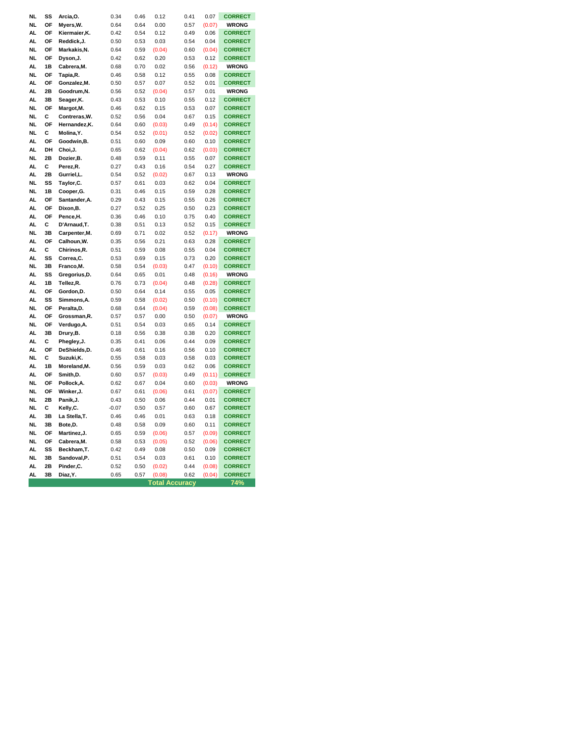| | | | | | | | | |
|---|---|---|---|---|---|---|---|---|
| NL | SS | Arcia,O. | 0.34 | 0.46 | 0.12 | 0.41 | 0.07 | CORRECT |
| NL | OF | Myers,W. | 0.64 | 0.64 | 0.00 | 0.57 | (0.07) | WRONG |
| AL | OF | Kiermaier,K. | 0.42 | 0.54 | 0.12 | 0.49 | 0.06 | CORRECT |
| AL | OF | Reddick,J. | 0.50 | 0.53 | 0.03 | 0.54 | 0.04 | CORRECT |
| NL | OF | Markakis,N. | 0.64 | 0.59 | (0.04) | 0.60 | (0.04) | CORRECT |
| NL | OF | Dyson,J. | 0.42 | 0.62 | 0.20 | 0.53 | 0.12 | CORRECT |
| AL | 1B | Cabrera,M. | 0.68 | 0.70 | 0.02 | 0.56 | (0.12) | WRONG |
| NL | OF | Tapia,R. | 0.46 | 0.58 | 0.12 | 0.55 | 0.08 | CORRECT |
| AL | OF | Gonzalez,M. | 0.50 | 0.57 | 0.07 | 0.52 | 0.01 | CORRECT |
| AL | 2B | Goodrum,N. | 0.56 | 0.52 | (0.04) | 0.57 | 0.01 | WRONG |
| AL | 3B | Seager,K. | 0.43 | 0.53 | 0.10 | 0.55 | 0.12 | CORRECT |
| NL | OF | Margot,M. | 0.46 | 0.62 | 0.15 | 0.53 | 0.07 | CORRECT |
| NL | C | Contreras,W. | 0.52 | 0.56 | 0.04 | 0.67 | 0.15 | CORRECT |
| NL | OF | Hernandez,K. | 0.64 | 0.60 | (0.03) | 0.49 | (0.14) | CORRECT |
| NL | C | Molina,Y. | 0.54 | 0.52 | (0.01) | 0.52 | (0.02) | CORRECT |
| AL | OF | Goodwin,B. | 0.51 | 0.60 | 0.09 | 0.60 | 0.10 | CORRECT |
| AL | DH | Choi,J. | 0.65 | 0.62 | (0.04) | 0.62 | (0.03) | CORRECT |
| NL | 2B | Dozier,B. | 0.48 | 0.59 | 0.11 | 0.55 | 0.07 | CORRECT |
| AL | C | Perez,R. | 0.27 | 0.43 | 0.16 | 0.54 | 0.27 | CORRECT |
| AL | 2B | Gurriel,L. | 0.54 | 0.52 | (0.02) | 0.67 | 0.13 | WRONG |
| NL | SS | Taylor,C. | 0.57 | 0.61 | 0.03 | 0.62 | 0.04 | CORRECT |
| NL | 1B | Cooper,G. | 0.31 | 0.46 | 0.15 | 0.59 | 0.28 | CORRECT |
| AL | OF | Santander,A. | 0.29 | 0.43 | 0.15 | 0.55 | 0.26 | CORRECT |
| AL | OF | Dixon,B. | 0.27 | 0.52 | 0.25 | 0.50 | 0.23 | CORRECT |
| AL | OF | Pence,H. | 0.36 | 0.46 | 0.10 | 0.75 | 0.40 | CORRECT |
| AL | C | D'Arnaud,T. | 0.38 | 0.51 | 0.13 | 0.52 | 0.15 | CORRECT |
| NL | 3B | Carpenter,M. | 0.69 | 0.71 | 0.02 | 0.52 | (0.17) | WRONG |
| AL | OF | Calhoun,W. | 0.35 | 0.56 | 0.21 | 0.63 | 0.28 | CORRECT |
| AL | C | Chirinos,R. | 0.51 | 0.59 | 0.08 | 0.55 | 0.04 | CORRECT |
| AL | SS | Correa,C. | 0.53 | 0.69 | 0.15 | 0.73 | 0.20 | CORRECT |
| NL | 3B | Franco,M. | 0.58 | 0.54 | (0.03) | 0.47 | (0.10) | CORRECT |
| AL | SS | Gregorius,D. | 0.64 | 0.65 | 0.01 | 0.48 | (0.16) | WRONG |
| AL | 1B | Tellez,R. | 0.76 | 0.73 | (0.04) | 0.48 | (0.28) | CORRECT |
| AL | OF | Gordon,D. | 0.50 | 0.64 | 0.14 | 0.55 | 0.05 | CORRECT |
| AL | SS | Simmons,A. | 0.59 | 0.58 | (0.02) | 0.50 | (0.10) | CORRECT |
| NL | OF | Peralta,D. | 0.68 | 0.64 | (0.04) | 0.59 | (0.08) | CORRECT |
| AL | OF | Grossman,R. | 0.57 | 0.57 | 0.00 | 0.50 | (0.07) | WRONG |
| NL | OF | Verdugo,A. | 0.51 | 0.54 | 0.03 | 0.65 | 0.14 | CORRECT |
| AL | 3B | Drury,B. | 0.18 | 0.56 | 0.38 | 0.38 | 0.20 | CORRECT |
| AL | C | Phegley,J. | 0.35 | 0.41 | 0.06 | 0.44 | 0.09 | CORRECT |
| AL | OF | DeShields,D. | 0.46 | 0.61 | 0.16 | 0.56 | 0.10 | CORRECT |
| NL | C | Suzuki,K. | 0.55 | 0.58 | 0.03 | 0.58 | 0.03 | CORRECT |
| AL | 1B | Moreland,M. | 0.56 | 0.59 | 0.03 | 0.62 | 0.06 | CORRECT |
| AL | OF | Smith,D. | 0.60 | 0.57 | (0.03) | 0.49 | (0.11) | CORRECT |
| NL | OF | Pollock,A. | 0.62 | 0.67 | 0.04 | 0.60 | (0.03) | WRONG |
| NL | OF | Winker,J. | 0.67 | 0.61 | (0.06) | 0.61 | (0.07) | CORRECT |
| NL | 2B | Panik,J. | 0.43 | 0.50 | 0.06 | 0.44 | 0.01 | CORRECT |
| NL | C | Kelly,C. | -0.07 | 0.50 | 0.57 | 0.60 | 0.67 | CORRECT |
| AL | 3B | La Stella,T. | 0.46 | 0.46 | 0.01 | 0.63 | 0.18 | CORRECT |
| NL | 3B | Bote,D. | 0.48 | 0.58 | 0.09 | 0.60 | 0.11 | CORRECT |
| NL | OF | Martinez,J. | 0.65 | 0.59 | (0.06) | 0.57 | (0.09) | CORRECT |
| NL | OF | Cabrera,M. | 0.58 | 0.53 | (0.05) | 0.52 | (0.06) | CORRECT |
| AL | SS | Beckham,T. | 0.42 | 0.49 | 0.08 | 0.50 | 0.09 | CORRECT |
| NL | 3B | Sandoval,P. | 0.51 | 0.54 | 0.03 | 0.61 | 0.10 | CORRECT |
| AL | 2B | Pinder,C. | 0.52 | 0.50 | (0.02) | 0.44 | (0.08) | CORRECT |
| AL | 3B | Diaz,Y. | 0.65 | 0.57 | (0.08) | 0.62 | (0.04) | CORRECT |
| | | | | | Total Accuracy | | | 74% |